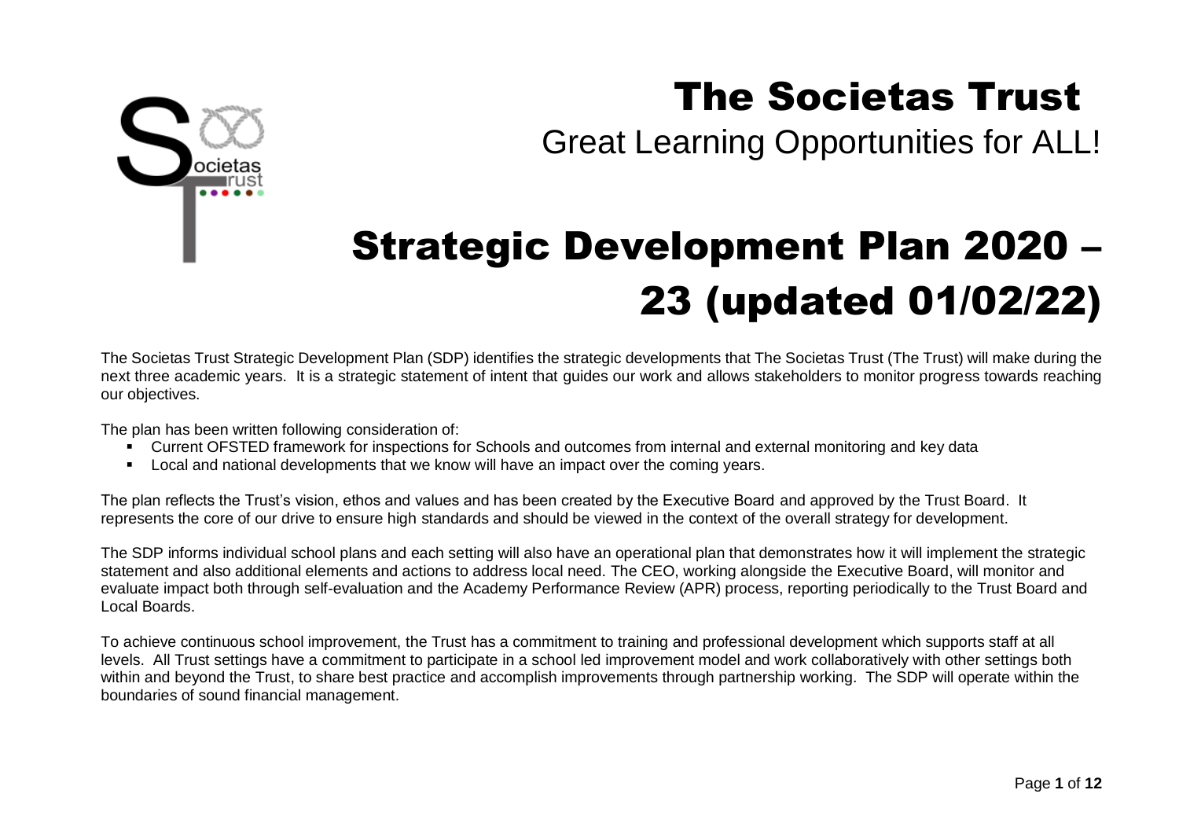# The Societas Trust

Great Learning Opportunities for ALL!

# Strategic Development Plan 2020 – 23 (updated 01/02/22)

The Societas Trust Strategic Development Plan (SDP) identifies the strategic developments that The Societas Trust (The Trust) will make during the next three academic years. It is a strategic statement of intent that guides our work and allows stakeholders to monitor progress towards reaching our objectives.

The plan has been written following consideration of:

- Current OFSTED framework for inspections for Schools and outcomes from internal and external monitoring and key data
- Local and national developments that we know will have an impact over the coming years.

The plan reflects the Trust's vision, ethos and values and has been created by the Executive Board and approved by the Trust Board. It represents the core of our drive to ensure high standards and should be viewed in the context of the overall strategy for development.

The SDP informs individual school plans and each setting will also have an operational plan that demonstrates how it will implement the strategic statement and also additional elements and actions to address local need. The CEO, working alongside the Executive Board, will monitor and evaluate impact both through self-evaluation and the Academy Performance Review (APR) process, reporting periodically to the Trust Board and Local Boards.

To achieve continuous school improvement, the Trust has a commitment to training and professional development which supports staff at all levels. All Trust settings have a commitment to participate in a school led improvement model and work collaboratively with other settings both within and beyond the Trust, to share best practice and accomplish improvements through partnership working. The SDP will operate within the boundaries of sound financial management.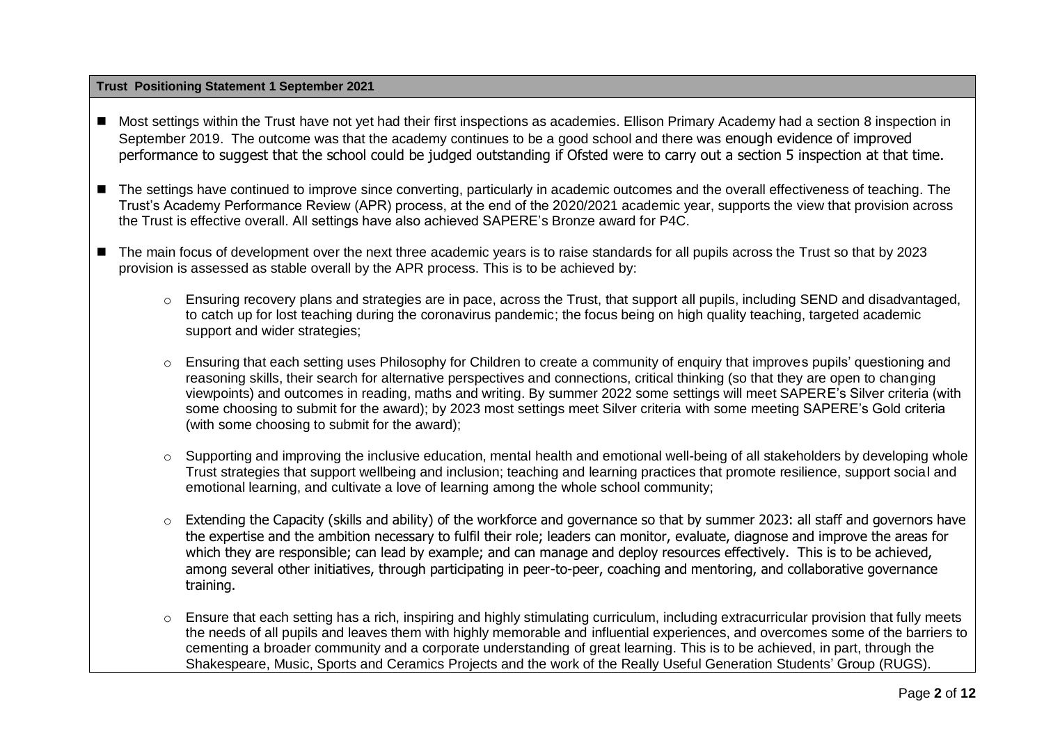**Trust Positioning Statement 1 September 2021**

- Most settings within the Trust have not yet had their first inspections as academies. Ellison Primary Academy had a section 8 inspection in September 2019. The outcome was that the academy continues to be a good school and there was enough evidence of improved performance to suggest that the school could be judged outstanding if Ofsted were to carry out a section 5 inspection at that time.

- The settings have continued to improve since converting, particularly in academic outcomes and the overall effectiveness of teaching. The Trust's Academy Performance Review (APR) process, at the end of the 2020/2021 academic year, supports the view that provision across the Trust is effective overall. All settings have also achieved SAPERE's Bronze award for P4C.

- The main focus of development over the next three academic years is to raise standards for all pupils across the Trust so that by 2023 provision is assessed as stable overall by the APR process. This is to be achieved by:

  - Ensuring recovery plans and strategies are in pace, across the Trust, that support all pupils, including SEND and disadvantaged, to catch up for lost teaching during the coronavirus pandemic; the focus being on high quality teaching, targeted academic support and wider strategies;

  - Ensuring that each setting uses Philosophy for Children to create a community of enquiry that improves pupils' questioning and reasoning skills, their search for alternative perspectives and connections, critical thinking (so that they are open to changing viewpoints) and outcomes in reading, maths and writing. By summer 2022 some settings will meet SAPERE's Silver criteria (with some choosing to submit for the award); by 2023 most settings meet Silver criteria with some meeting SAPERE's Gold criteria (with some choosing to submit for the award);

  - Supporting and improving the inclusive education, mental health and emotional well-being of all stakeholders by developing whole Trust strategies that support wellbeing and inclusion; teaching and learning practices that promote resilience, support social and emotional learning, and cultivate a love of learning among the whole school community;

  - Extending the Capacity (skills and ability) of the workforce and governance so that by summer 2023: all staff and governors have the expertise and the ambition necessary to fulfil their role; leaders can monitor, evaluate, diagnose and improve the areas for which they are responsible; can lead by example; and can manage and deploy resources effectively. This is to be achieved, among several other initiatives, through participating in peer-to-peer, coaching and mentoring, and collaborative governance training.

  - Ensure that each setting has a rich, inspiring and highly stimulating curriculum, including extracurricular provision that fully meets the needs of all pupils and leaves them with highly memorable and influential experiences, and overcomes some of the barriers to cementing a broader community and a corporate understanding of great learning. This is to be achieved, in part, through the Shakespeare, Music, Sports and Ceramics Projects and the work of the Really Useful Generation Students' Group (RUGS).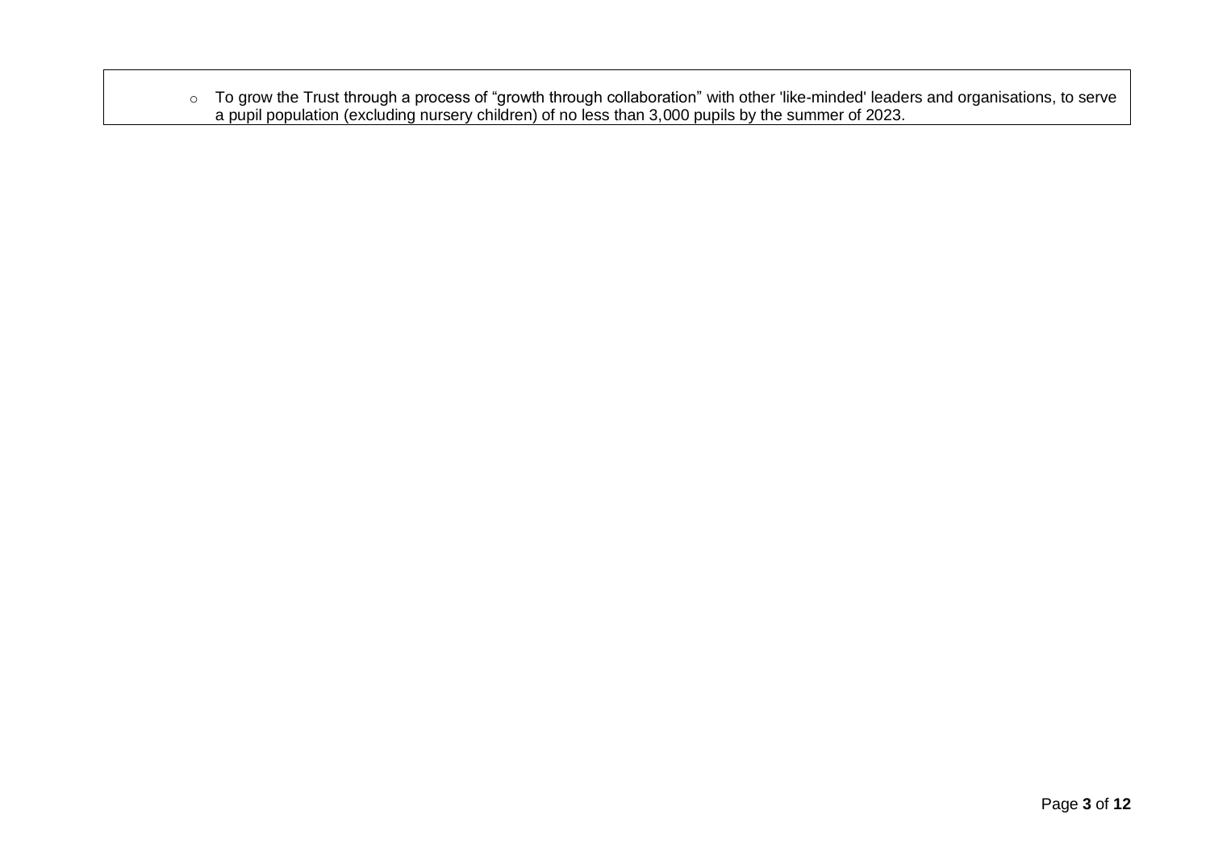- To grow the Trust through a process of “growth through collaboration” with other 'like-minded' leaders and organisations, to serve a pupil population (excluding nursery children) of no less than 3,000 pupils by the summer of 2023.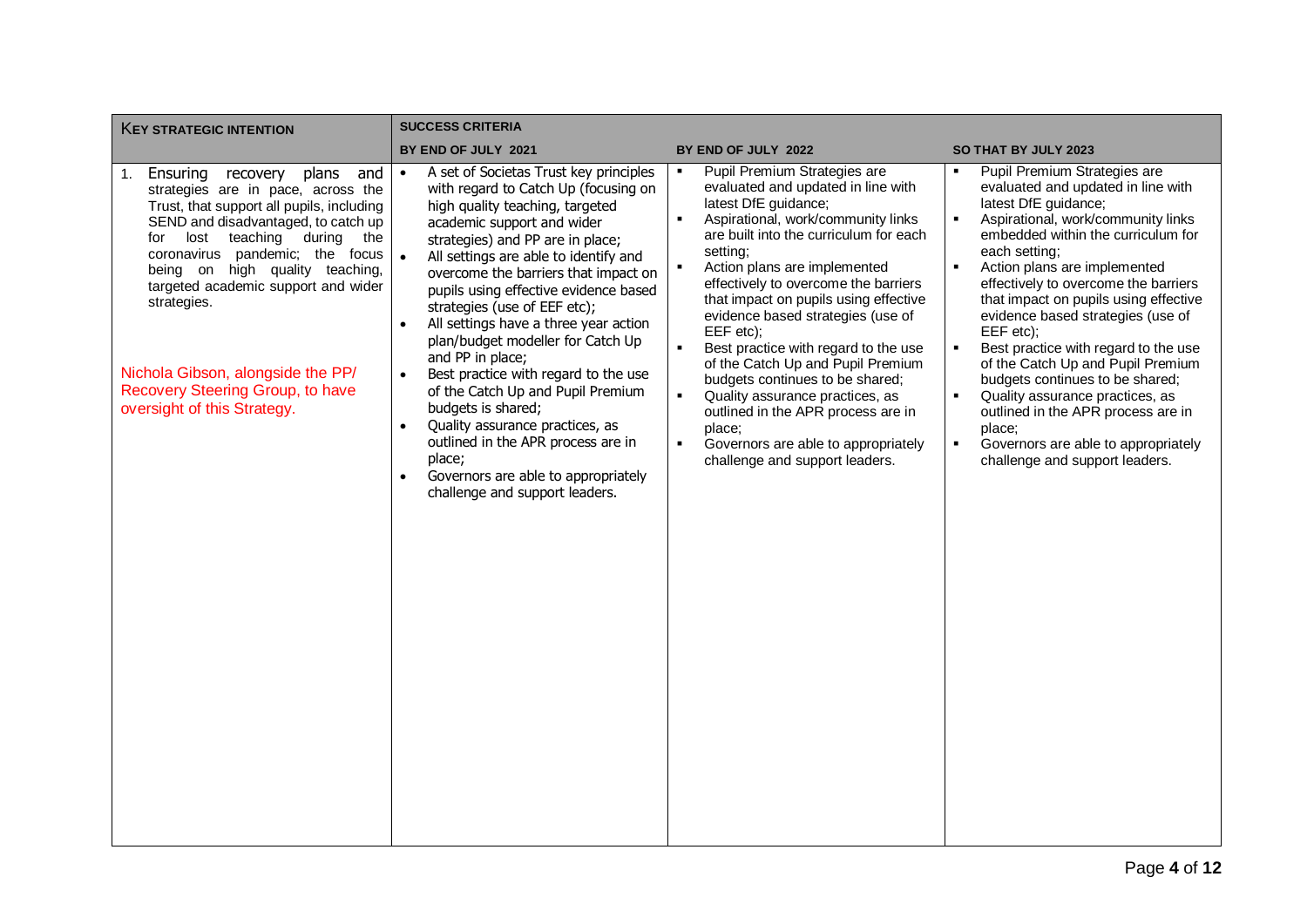| KEY STRATEGIC INTENTION | SUCCESS CRITERIA | | |
|---|---|---|---|
| | BY END OF JULY 2021 | BY END OF JULY 2022 | SO THAT BY JULY 2023 |
| 1. Ensuring recovery plans and strategies are in pace, across the Trust, that support all pupils, including SEND and disadvantaged, to catch up for lost teaching during the coronavirus pandemic; the focus being on high quality teaching, targeted academic support and wider strategies.<br><br>Nichola Gibson, alongside the PP/ Recovery Steering Group, to have oversight of this Strategy. | • A set of Societas Trust key principles with regard to Catch Up (focusing on high quality teaching, targeted academic support and wider strategies) and PP are in place;<br>• All settings are able to identify and overcome the barriers that impact on pupils using effective evidence based strategies (use of EEF etc);<br>• All settings have a three year action plan/budget modeller for Catch Up and PP in place;<br>• Best practice with regard to the use of the Catch Up and Pupil Premium budgets is shared;<br>• Quality assurance practices, as outlined in the APR process are in place;<br>• Governors are able to appropriately challenge and support leaders. | ▪ Pupil Premium Strategies are evaluated and updated in line with latest DfE guidance;<br>▪ Aspirational, work/community links are built into the curriculum for each setting;<br>▪ Action plans are implemented effectively to overcome the barriers that impact on pupils using effective evidence based strategies (use of EEF etc);<br>▪ Best practice with regard to the use of the Catch Up and Pupil Premium budgets continues to be shared;<br>▪ Quality assurance practices, as outlined in the APR process are in place;<br>▪ Governors are able to appropriately challenge and support leaders. | ▪ Pupil Premium Strategies are evaluated and updated in line with latest DfE guidance;<br>▪ Aspirational, work/community links embedded within the curriculum for each setting;<br>▪ Action plans are implemented effectively to overcome the barriers that impact on pupils using effective evidence based strategies (use of EEF etc);<br>▪ Best practice with regard to the use of the Catch Up and Pupil Premium budgets continues to be shared;<br>▪ Quality assurance practices, as outlined in the APR process are in place;<br>▪ Governors are able to appropriately challenge and support leaders. |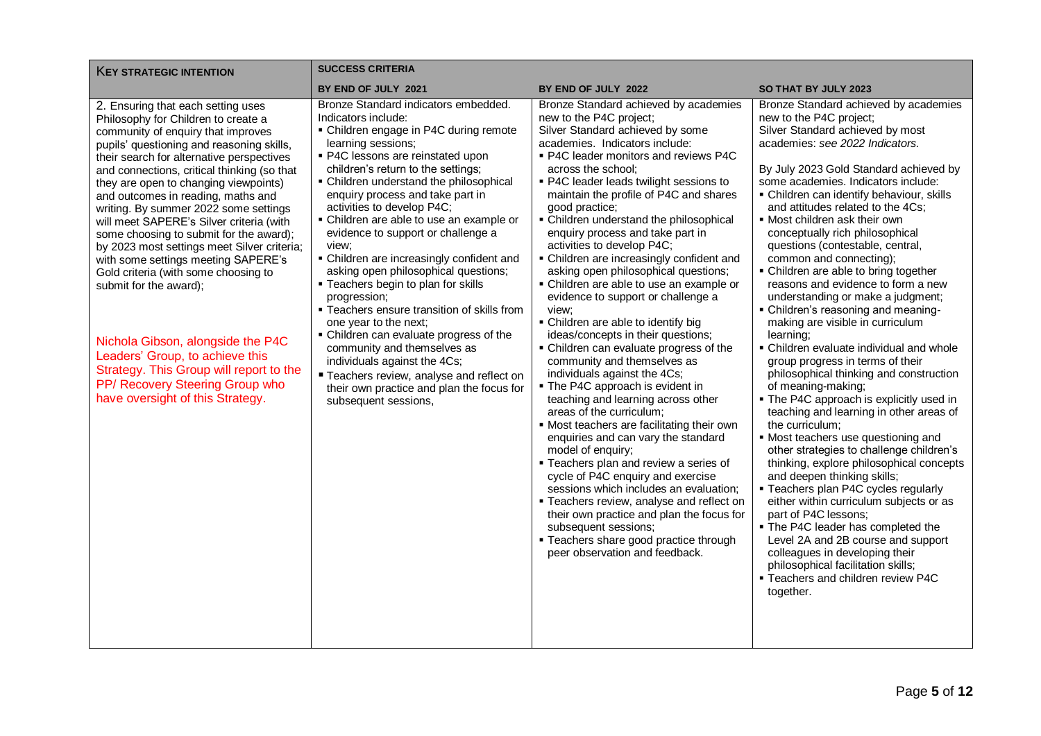| KEY STRATEGIC INTENTION | SUCCESS CRITERIA | | |
|---|---|---|---|
| | **BY END OF JULY 2021** | **BY END OF JULY 2022** | **SO THAT BY JULY 2023** |
| 2. Ensuring that each setting uses Philosophy for Children to create a community of enquiry that improves pupils' questioning and reasoning skills, their search for alternative perspectives and connections, critical thinking (so that they are open to changing viewpoints) and outcomes in reading, maths and writing. By summer 2022 some settings will meet SAPERE's Silver criteria (with some choosing to submit for the award); by 2023 most settings meet Silver criteria; with some settings meeting SAPERE's Gold criteria (with some choosing to submit for the award);<br><br>Nichola Gibson, alongside the P4C Leaders' Group, to achieve this Strategy. This Group will report to the PP/ Recovery Steering Group who have oversight of this Strategy. | Bronze Standard indicators embedded. Indicators include:<br>▪ Children engage in P4C during remote learning sessions;<br>▪ P4C lessons are reinstated upon children's return to the settings;<br>▪ Children understand the philosophical enquiry process and take part in activities to develop P4C;<br>▪ Children are able to use an example or evidence to support or challenge a view;<br>▪ Children are increasingly confident and asking open philosophical questions;<br>▪ Teachers begin to plan for skills progression;<br>▪ Teachers ensure transition of skills from one year to the next;<br>▪ Children can evaluate progress of the community and themselves as individuals against the 4Cs;<br>▪ Teachers review, analyse and reflect on their own practice and plan the focus for subsequent sessions, | Bronze Standard achieved by academies new to the P4C project;<br>Silver Standard achieved by some academies. Indicators include:<br>▪ P4C leader monitors and reviews P4C across the school;<br>▪ P4C leader leads twilight sessions to maintain the profile of P4C and shares good practice;<br>▪ Children understand the philosophical enquiry process and take part in activities to develop P4C;<br>▪ Children are increasingly confident and asking open philosophical questions;<br>▪ Children are able to use an example or evidence to support or challenge a view;<br>▪ Children are able to identify big ideas/concepts in their questions;<br>▪ Children can evaluate progress of the community and themselves as individuals against the 4Cs;<br>▪ The P4C approach is evident in teaching and learning across other areas of the curriculum;<br>▪ Most teachers are facilitating their own enquiries and can vary the standard model of enquiry;<br>▪ Teachers plan and review a series of cycle of P4C enquiry and exercise sessions which includes an evaluation;<br>▪ Teachers review, analyse and reflect on their own practice and plan the focus for subsequent sessions;<br>▪ Teachers share good practice through peer observation and feedback. | Bronze Standard achieved by academies new to the P4C project;<br>Silver Standard achieved by most academies: *see 2022 Indicators.*<br><br>By July 2023 Gold Standard achieved by some academies. Indicators include:<br>▪ Children can identify behaviour, skills and attitudes related to the 4Cs;<br>▪ Most children ask their own conceptually rich philosophical questions (contestable, central, common and connecting);<br>▪ Children are able to bring together reasons and evidence to form a new understanding or make a judgment;<br>▪ Children's reasoning and meaning-making are visible in curriculum learning;<br>▪ Children evaluate individual and whole group progress in terms of their philosophical thinking and construction of meaning-making;<br>▪ The P4C approach is explicitly used in teaching and learning in other areas of the curriculum;<br>▪ Most teachers use questioning and other strategies to challenge children's thinking, explore philosophical concepts and deepen thinking skills;<br>▪ Teachers plan P4C cycles regularly either within curriculum subjects or as part of P4C lessons;<br>▪ The P4C leader has completed the Level 2A and 2B course and support colleagues in developing their philosophical facilitation skills;<br>▪ Teachers and children review P4C together. |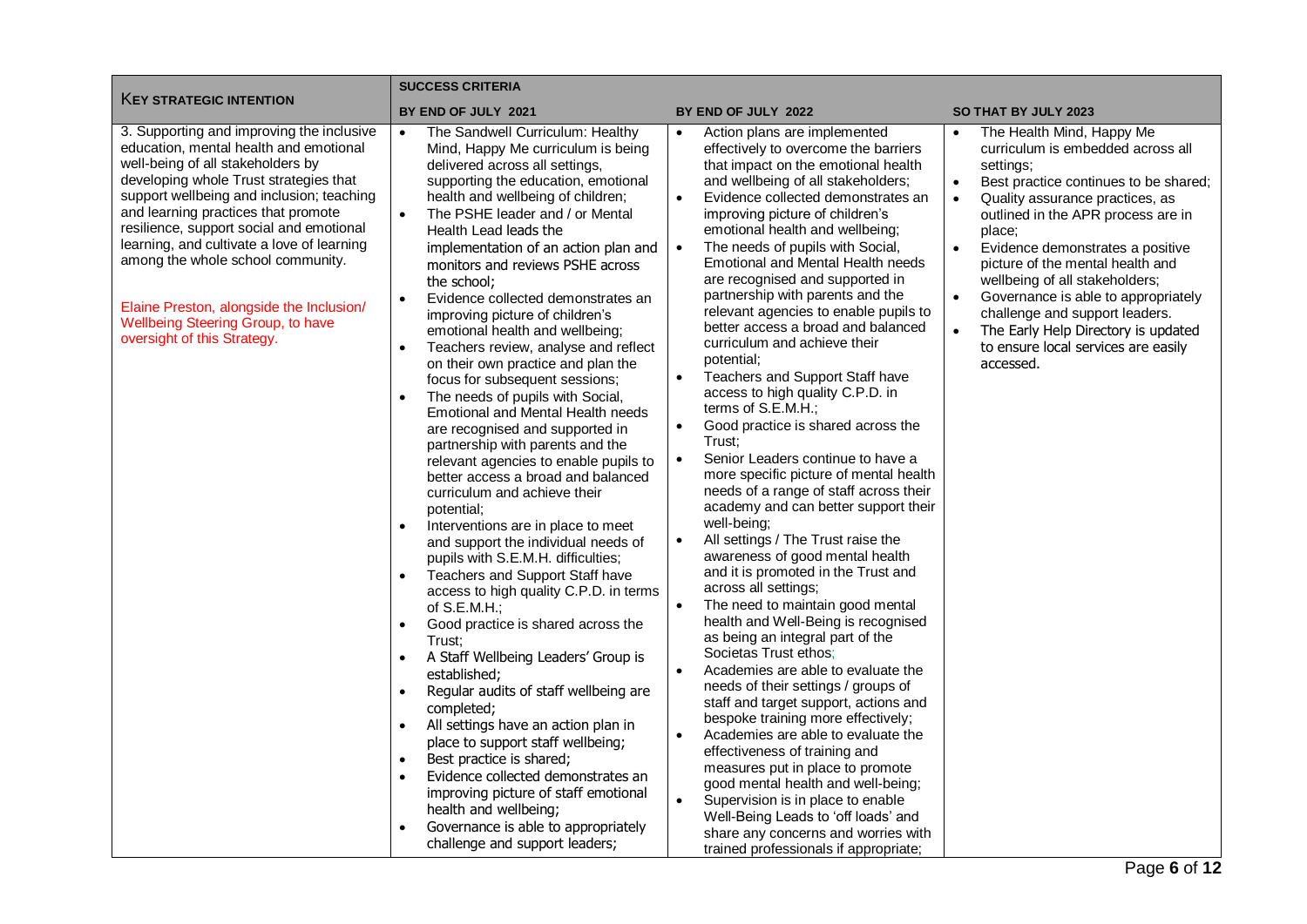| Key Strategic Intention | Success Criteria | | |
|---|---|---|---|
| | **By end of July 2021** | **By end of July 2022** | **So that by July 2023** |
| 3. Supporting and improving the inclusive education, mental health and emotional well-being of all stakeholders by developing whole Trust strategies that support wellbeing and inclusion; teaching and learning practices that promote resilience, support social and emotional learning, and cultivate a love of learning among the whole school community.<br><br>Elaine Preston, alongside the Inclusion/ Wellbeing Steering Group, to have oversight of this Strategy. | • The Sandwell Curriculum: Healthy Mind, Happy Me curriculum is being delivered across all settings, supporting the education, emotional health and wellbeing of children;<br>• The PSHE leader and / or Mental Health Lead leads the implementation of an action plan and monitors and reviews PSHE across the school;<br>• Evidence collected demonstrates an improving picture of children's emotional health and wellbeing;<br>• Teachers review, analyse and reflect on their own practice and plan the focus for subsequent sessions;<br>• The needs of pupils with Social, Emotional and Mental Health needs are recognised and supported in partnership with parents and the relevant agencies to enable pupils to better access a broad and balanced curriculum and achieve their potential;<br>• Interventions are in place to meet and support the individual needs of pupils with S.E.M.H. difficulties;<br>• Teachers and Support Staff have access to high quality C.P.D. in terms of S.E.M.H.;<br>• Good practice is shared across the Trust;<br>• A Staff Wellbeing Leaders' Group is established;<br>• Regular audits of staff wellbeing are completed;<br>• All settings have an action plan in place to support staff wellbeing;<br>• Best practice is shared;<br>• Evidence collected demonstrates an improving picture of staff emotional health and wellbeing;<br>• Governance is able to appropriately challenge and support leaders; | • Action plans are implemented effectively to overcome the barriers that impact on the emotional health and wellbeing of all stakeholders;<br>• Evidence collected demonstrates an improving picture of children's emotional health and wellbeing;<br>• The needs of pupils with Social, Emotional and Mental Health needs are recognised and supported in partnership with parents and the relevant agencies to enable pupils to better access a broad and balanced curriculum and achieve their potential;<br>• Teachers and Support Staff have access to high quality C.P.D. in terms of S.E.M.H.;<br>• Good practice is shared across the Trust;<br>• Senior Leaders continue to have a more specific picture of mental health needs of a range of staff across their academy and can better support their well-being;<br>• All settings / The Trust raise the awareness of good mental health and it is promoted in the Trust and across all settings;<br>• The need to maintain good mental health and Well-Being is recognised as being an integral part of the Societas Trust ethos;<br>• Academies are able to evaluate the needs of their settings / groups of staff and target support, actions and bespoke training more effectively;<br>• Academies are able to evaluate the effectiveness of training and measures put in place to promote good mental health and well-being;<br>• Supervision is in place to enable Well-Being Leads to 'off loads' and share any concerns and worries with trained professionals if appropriate; | • The Health Mind, Happy Me curriculum is embedded across all settings;<br>• Best practice continues to be shared;<br>• Quality assurance practices, as outlined in the APR process are in place;<br>• Evidence demonstrates a positive picture of the mental health and wellbeing of all stakeholders;<br>• Governance is able to appropriately challenge and support leaders.<br>• The Early Help Directory is updated to ensure local services are easily accessed. |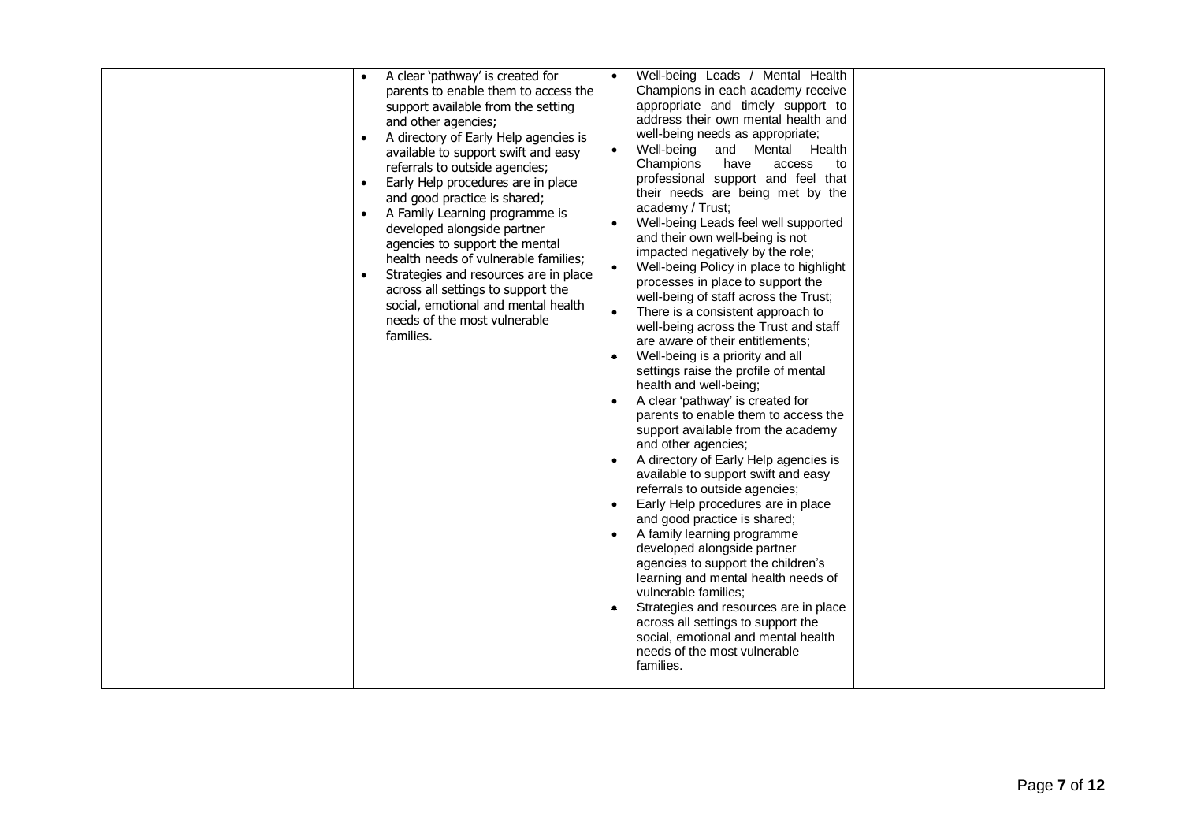| | | | |
|---|---|---|---|
| | • A clear 'pathway' is created for parents to enable them to access the support available from the setting and other agencies;<br>• A directory of Early Help agencies is available to support swift and easy referrals to outside agencies;<br>• Early Help procedures are in place and good practice is shared;<br>• A Family Learning programme is developed alongside partner agencies to support the mental health needs of vulnerable families;<br>• Strategies and resources are in place across all settings to support the social, emotional and mental health needs of the most vulnerable families. | • Well-being Leads / Mental Health Champions in each academy receive appropriate and timely support to address their own mental health and well-being needs as appropriate;<br>• Well-being and Mental Health Champions have access to professional support and feel that their needs are being met by the academy / Trust;<br>• Well-being Leads feel well supported and their own well-being is not impacted negatively by the role;<br>• Well-being Policy in place to highlight processes in place to support the well-being of staff across the Trust;<br>• There is a consistent approach to well-being across the Trust and staff are aware of their entitlements;<br>• Well-being is a priority and all settings raise the profile of mental health and well-being;<br>• A clear 'pathway' is created for parents to enable them to access the support available from the academy and other agencies;<br>• A directory of Early Help agencies is available to support swift and easy referrals to outside agencies;<br>• Early Help procedures are in place and good practice is shared;<br>• A family learning programme developed alongside partner agencies to support the children's learning and mental health needs of vulnerable families;<br>• Strategies and resources are in place across all settings to support the social, emotional and mental health needs of the most vulnerable families. | |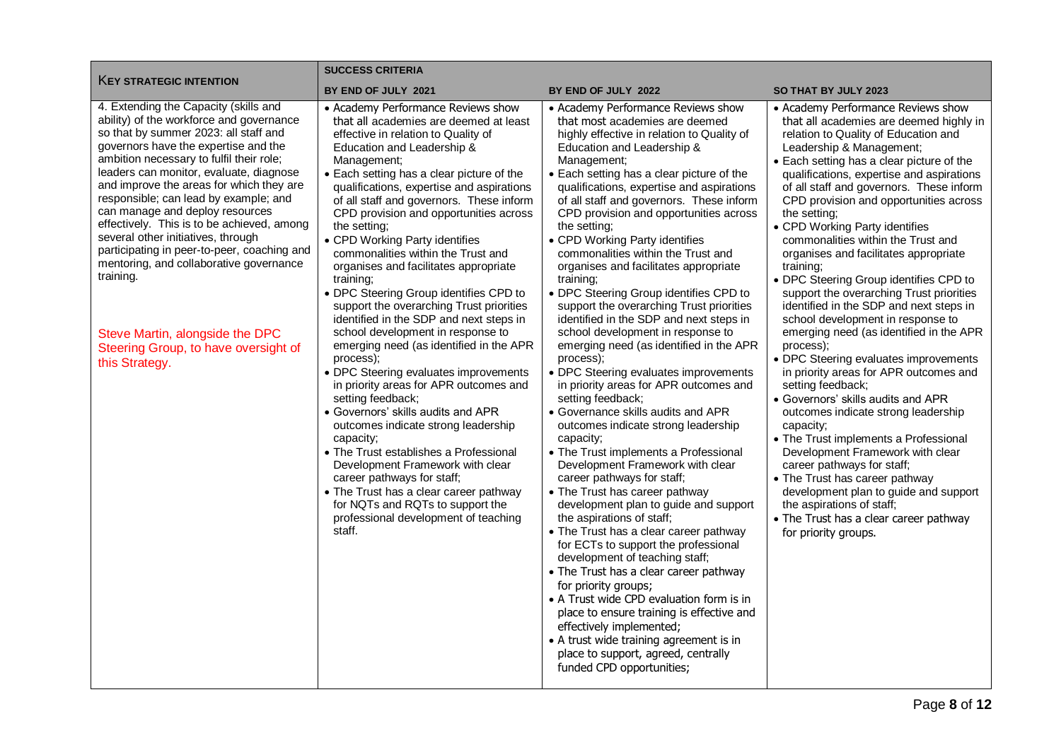| KEY STRATEGIC INTENTION | SUCCESS CRITERIA | | |
|---|---|---|---|
| | BY END OF JULY 2021 | BY END OF JULY 2022 | SO THAT BY JULY 2023 |
| 4. Extending the Capacity (skills and ability) of the workforce and governance so that by summer 2023: all staff and governors have the expertise and the ambition necessary to fulfil their role; leaders can monitor, evaluate, diagnose and improve the areas for which they are responsible; can lead by example; and can manage and deploy resources effectively. This is to be achieved, among several other initiatives, through participating in peer-to-peer, coaching and mentoring, and collaborative governance training.<br><br>Steve Martin, alongside the DPC Steering Group, to have oversight of this Strategy. | • Academy Performance Reviews show that all academies are deemed at least effective in relation to Quality of Education and Leadership & Management;<br>• Each setting has a clear picture of the qualifications, expertise and aspirations of all staff and governors. These inform CPD provision and opportunities across the setting;<br>• CPD Working Party identifies commonalities within the Trust and organises and facilitates appropriate training;<br>• DPC Steering Group identifies CPD to support the overarching Trust priorities identified in the SDP and next steps in school development in response to emerging need (as identified in the APR process);<br>• DPC Steering evaluates improvements in priority areas for APR outcomes and setting feedback;<br>• Governors' skills audits and APR outcomes indicate strong leadership capacity;<br>• The Trust establishes a Professional Development Framework with clear career pathways for staff;<br>• The Trust has a clear career pathway for NQTs and RQTs to support the professional development of teaching staff. | • Academy Performance Reviews show that most academies are deemed highly effective in relation to Quality of Education and Leadership & Management;<br>• Each setting has a clear picture of the qualifications, expertise and aspirations of all staff and governors. These inform CPD provision and opportunities across the setting;<br>• CPD Working Party identifies commonalities within the Trust and organises and facilitates appropriate training;<br>• DPC Steering Group identifies CPD to support the overarching Trust priorities identified in the SDP and next steps in school development in response to emerging need (as identified in the APR process);<br>• DPC Steering evaluates improvements in priority areas for APR outcomes and setting feedback;<br>• Governance skills audits and APR outcomes indicate strong leadership capacity;<br>• The Trust implements a Professional Development Framework with clear career pathways for staff;<br>• The Trust has career pathway development plan to guide and support the aspirations of staff;<br>• The Trust has a clear career pathway for ECTs to support the professional development of teaching staff;<br>• The Trust has a clear career pathway for priority groups;<br>• A Trust wide CPD evaluation form is in place to ensure training is effective and effectively implemented;<br>• A trust wide training agreement is in place to support, agreed, centrally funded CPD opportunities; | • Academy Performance Reviews show that all academies are deemed highly in relation to Quality of Education and Leadership & Management;<br>• Each setting has a clear picture of the qualifications, expertise and aspirations of all staff and governors. These inform CPD provision and opportunities across the setting;<br>• CPD Working Party identifies commonalities within the Trust and organises and facilitates appropriate training;<br>• DPC Steering Group identifies CPD to support the overarching Trust priorities identified in the SDP and next steps in school development in response to emerging need (as identified in the APR process);<br>• DPC Steering evaluates improvements in priority areas for APR outcomes and setting feedback;<br>• Governors' skills audits and APR outcomes indicate strong leadership capacity;<br>• The Trust implements a Professional Development Framework with clear career pathways for staff;<br>• The Trust has career pathway development plan to guide and support the aspirations of staff;<br>• The Trust has a clear career pathway for priority groups. |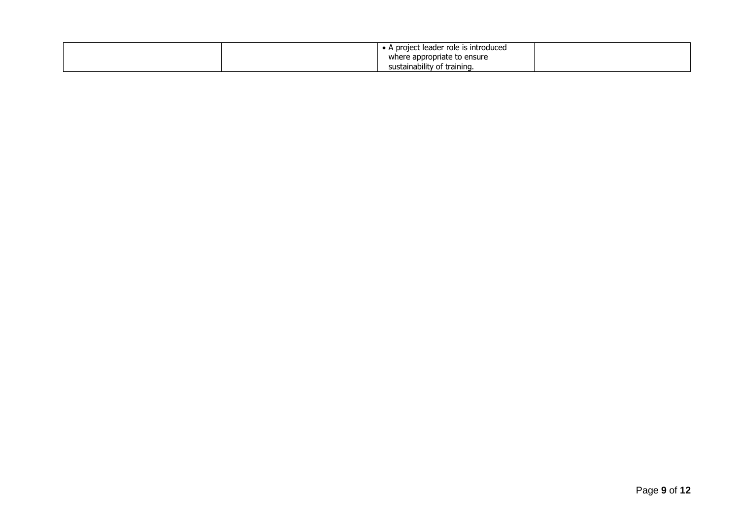| | | | |
|---|---|---|---|
| | | • A project leader role is introduced where appropriate to ensure sustainability of training. | |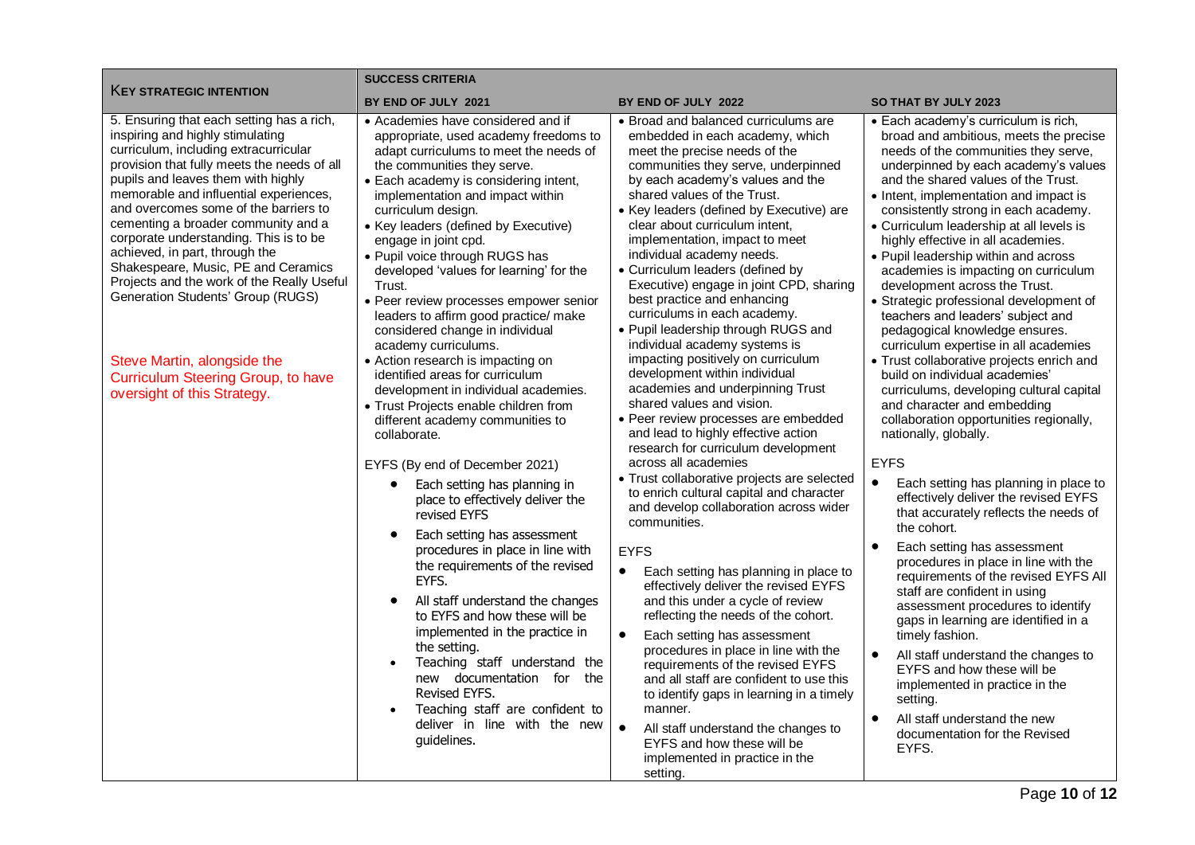| KEY STRATEGIC INTENTION | SUCCESS CRITERIA BY END OF JULY 2021 | BY END OF JULY 2022 | SO THAT BY JULY 2023 |
|---|---|---|---|
| 5. Ensuring that each setting has a rich, inspiring and highly stimulating curriculum, including extracurricular provision that fully meets the needs of all pupils and leaves them with highly memorable and influential experiences, and overcomes some of the barriers to cementing a broader community and a corporate understanding. This is to be achieved, in part, through the Shakespeare, Music, PE and Ceramics Projects and the work of the Really Useful Generation Students' Group (RUGS)<br><br>Steve Martin, alongside the Curriculum Steering Group, to have oversight of this Strategy. | • Academies have considered and if appropriate, used academy freedoms to adapt curriculums to meet the needs of the communities they serve.<br>• Each academy is considering intent, implementation and impact within curriculum design.<br>• Key leaders (defined by Executive) engage in joint cpd.<br>• Pupil voice through RUGS has developed 'values for learning' for the Trust.<br>• Peer review processes empower senior leaders to affirm good practice/ make considered change in individual academy curriculums.<br>• Action research is impacting on identified areas for curriculum development in individual academies.<br>• Trust Projects enable children from different academy communities to collaborate.<br><br>EYFS (By end of December 2021)<br>• Each setting has planning in place to effectively deliver the revised EYFS<br>• Each setting has assessment procedures in place in line with the requirements of the revised EYFS.<br>• All staff understand the changes to EYFS and how these will be implemented in the practice in the setting.<br>• Teaching staff understand the new documentation for the Revised EYFS.<br>• Teaching staff are confident to deliver in line with the new guidelines. | • Broad and balanced curriculums are embedded in each academy, which meet the precise needs of the communities they serve, underpinned by each academy's values and the shared values of the Trust.<br>• Key leaders (defined by Executive) are clear about curriculum intent, implementation, impact to meet individual academy needs.<br>• Curriculum leaders (defined by Executive) engage in joint CPD, sharing best practice and enhancing curriculums in each academy.<br>• Pupil leadership through RUGS and individual academy systems is impacting positively on curriculum development within individual academies and underpinning Trust shared values and vision.<br>• Peer review processes are embedded and lead to highly effective action research for curriculum development across all academies<br>• Trust collaborative projects are selected to enrich cultural capital and character and develop collaboration across wider communities.<br><br>EYFS<br>• Each setting has planning in place to effectively deliver the revised EYFS and this under a cycle of review reflecting the needs of the cohort.<br>• Each setting has assessment procedures in place in line with the requirements of the revised EYFS and all staff are confident to use this to identify gaps in learning in a timely manner.<br>• All staff understand the changes to EYFS and how these will be implemented in practice in the setting. | • Each academy's curriculum is rich, broad and ambitious, meets the precise needs of the communities they serve, underpinned by each academy's values and the shared values of the Trust.<br>• Intent, implementation and impact is consistently strong in each academy.<br>• Curriculum leadership at all levels is highly effective in all academies.<br>• Pupil leadership within and across academies is impacting on curriculum development across the Trust.<br>• Strategic professional development of teachers and leaders' subject and pedagogical knowledge ensures. curriculum expertise in all academies<br>• Trust collaborative projects enrich and build on individual academies' curriculums, developing cultural capital and character and embedding collaboration opportunities regionally, nationally, globally.<br><br>EYFS<br>• Each setting has planning in place to effectively deliver the revised EYFS that accurately reflects the needs of the cohort.<br>• Each setting has assessment procedures in place in line with the requirements of the revised EYFS All staff are confident in using assessment procedures to identify gaps in learning are identified in a timely fashion.<br>• All staff understand the changes to EYFS and how these will be implemented in practice in the setting.<br>• All staff understand the new documentation for the Revised EYFS. |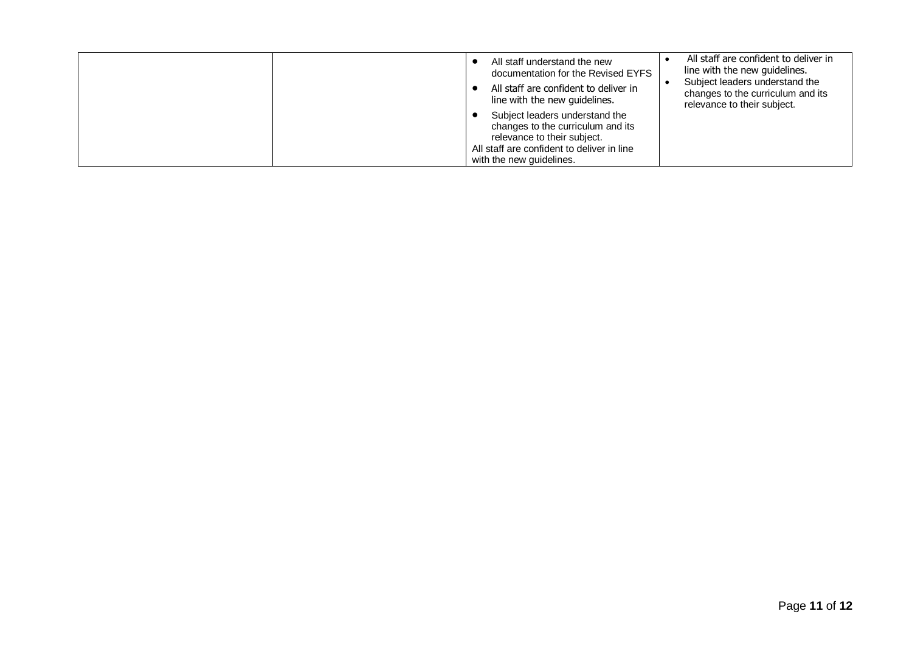| | | | |
|---|---|---|---|
| | | • All staff understand the new documentation for the Revised EYFS<br>• All staff are confident to deliver in line with the new guidelines.<br>• Subject leaders understand the changes to the curriculum and its relevance to their subject.<br>All staff are confident to deliver in line with the new guidelines. | • All staff are confident to deliver in line with the new guidelines.<br>• Subject leaders understand the changes to the curriculum and its relevance to their subject. |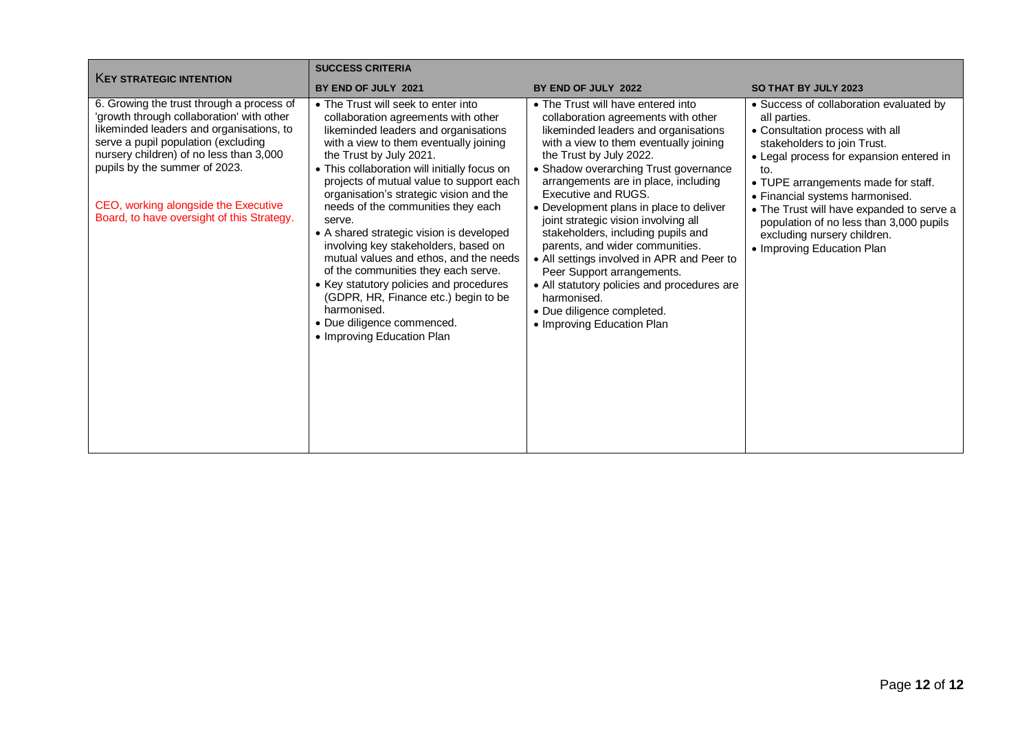| KEY STRATEGIC INTENTION | SUCCESS CRITERIA | | |
|---|---|---|---|
| | **BY END OF JULY 2021** | **BY END OF JULY 2022** | **SO THAT BY JULY 2023** |
| 6. Growing the trust through a process of 'growth through collaboration' with other likeminded leaders and organisations, to serve a pupil population (excluding nursery children) of no less than 3,000 pupils by the summer of 2023.<br><br>CEO, working alongside the Executive Board, to have oversight of this Strategy. | • The Trust will seek to enter into collaboration agreements with other likeminded leaders and organisations with a view to them eventually joining the Trust by July 2021.<br>• This collaboration will initially focus on projects of mutual value to support each organisation's strategic vision and the needs of the communities they each serve.<br>• A shared strategic vision is developed involving key stakeholders, based on mutual values and ethos, and the needs of the communities they each serve.<br>• Key statutory policies and procedures (GDPR, HR, Finance etc.) begin to be harmonised.<br>• Due diligence commenced.<br>• Improving Education Plan | • The Trust will have entered into collaboration agreements with other likeminded leaders and organisations with a view to them eventually joining the Trust by July 2022.<br>• Shadow overarching Trust governance arrangements are in place, including Executive and RUGS.<br>• Development plans in place to deliver joint strategic vision involving all stakeholders, including pupils and parents, and wider communities.<br>• All settings involved in APR and Peer to Peer Support arrangements.<br>• All statutory policies and procedures are harmonised.<br>• Due diligence completed.<br>• Improving Education Plan | • Success of collaboration evaluated by all parties.<br>• Consultation process with all stakeholders to join Trust.<br>• Legal process for expansion entered in to.<br>• TUPE arrangements made for staff.<br>• Financial systems harmonised.<br>• The Trust will have expanded to serve a population of no less than 3,000 pupils excluding nursery children.<br>• Improving Education Plan |